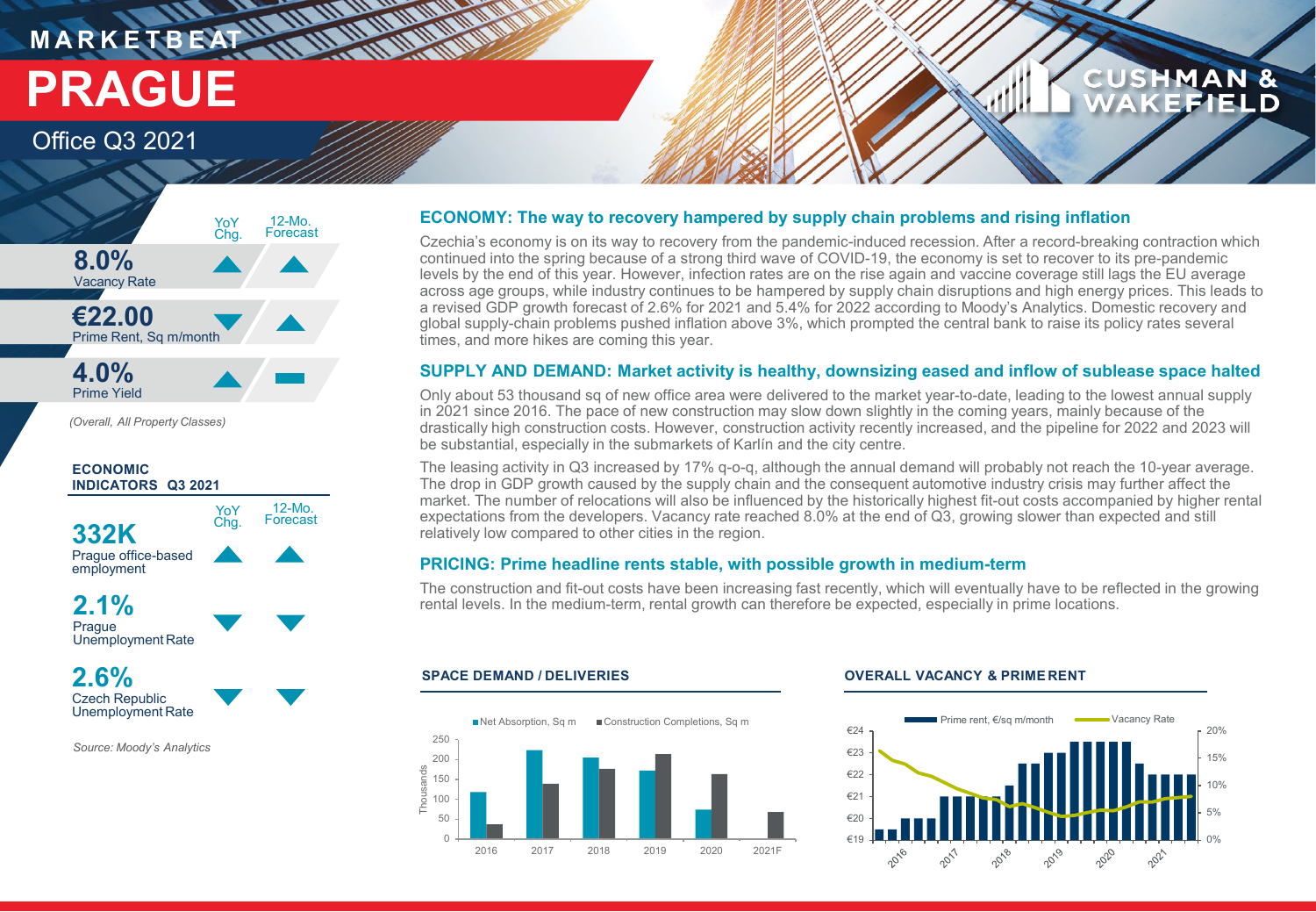# MARKETBEAT

# PRAGUE

## Office Q3 2021

| | YoY Chg. | 12-Mo. Forecast |
|---|---|---|
| **8.0%** Vacancy Rate | ▲ | ▲ |
| **€22.00** Prime Rent, Sq m/month | ▼ | ▲ |
| **4.0%** Prime Yield | ▲ | ▬ |

*(Overall, All Property Classes)*

**ECONOMIC INDICATORS Q3 2021**

| | YoY Chg. | 12-Mo. Forecast |
|---|---|---|
| **332K** Prague office-based employment | ▲ | ▲ |
| **2.1%** Prague Unemployment Rate | ▼ | ▼ |
| **2.6%** Czech Republic Unemployment Rate | ▼ | ▼ |

*Source: Moody's Analytics*

### ECONOMY: The way to recovery hampered by supply chain problems and rising inflation

Czechia's economy is on its way to recovery from the pandemic-induced recession. After a record-breaking contraction which continued into the spring because of a strong third wave of COVID-19, the economy is set to recover to its pre-pandemic levels by the end of this year. However, infection rates are on the rise again and vaccine coverage still lags the EU average across age groups, while industry continues to be hampered by supply chain disruptions and high energy prices. This leads to a revised GDP growth forecast of 2.6% for 2021 and 5.4% for 2022 according to Moody's Analytics. Domestic recovery and global supply-chain problems pushed inflation above 3%, which prompted the central bank to raise its policy rates several times, and more hikes are coming this year.

### SUPPLY AND DEMAND: Market activity is healthy, downsizing eased and inflow of sublease space halted

Only about 53 thousand sq of new office area were delivered to the market year-to-date, leading to the lowest annual supply in 2021 since 2016. The pace of new construction may slow down slightly in the coming years, mainly because of the drastically high construction costs. However, construction activity recently increased, and the pipeline for 2022 and 2023 will be substantial, especially in the submarkets of Karlín and the city centre.

The leasing activity in Q3 increased by 17% q-o-q, although the annual demand will probably not reach the 10-year average. The drop in GDP growth caused by the supply chain and the consequent automotive industry crisis may further affect the market. The number of relocations will also be influenced by the historically highest fit-out costs accompanied by higher rental expectations from the developers. Vacancy rate reached 8.0% at the end of Q3, growing slower than expected and still relatively low compared to other cities in the region.

### PRICING: Prime headline rents stable, with possible growth in medium-term

The construction and fit-out costs have been increasing fast recently, which will eventually have to be reflected in the growing rental levels. In the medium-term, rental growth can therefore be expected, especially in prime locations.

**SPACE DEMAND / DELIVERIES**

**OVERALL VACANCY & PRIME RENT**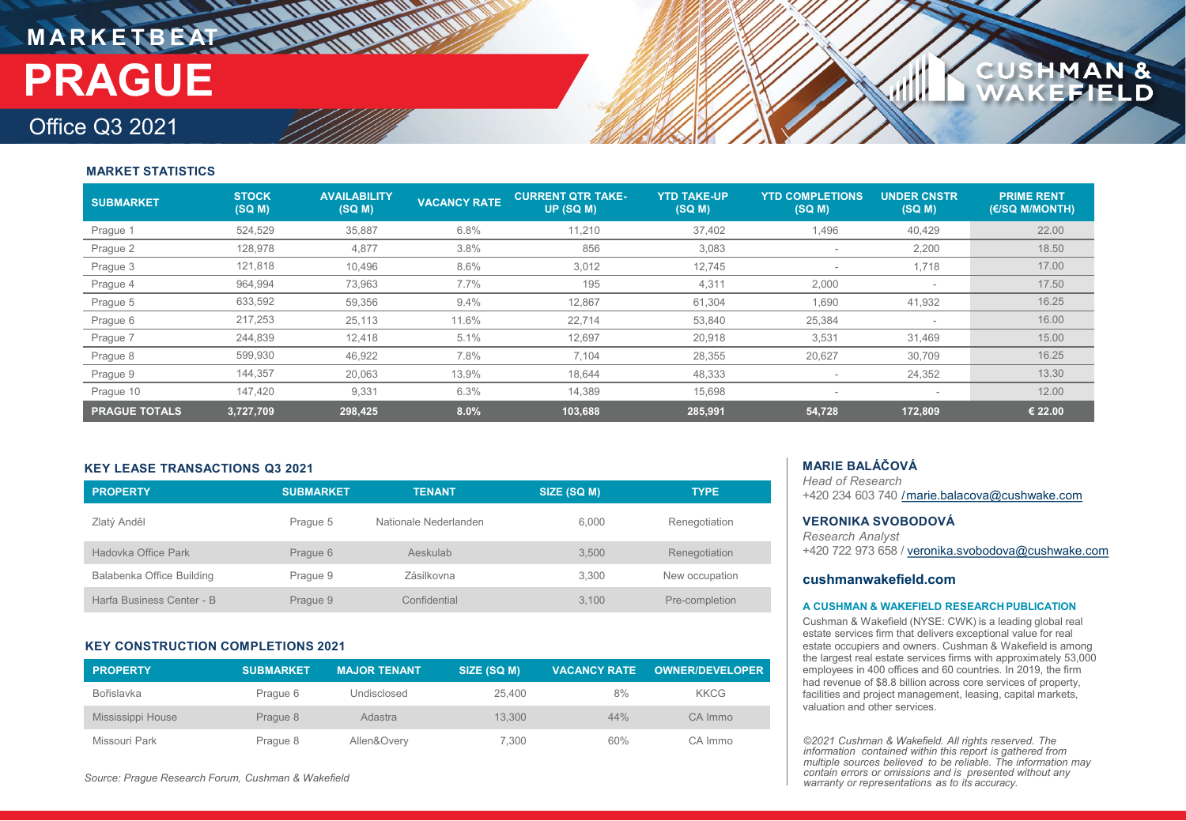# MARKETBEAT

# PRAGUE

## Office Q3 2021

### MARKET STATISTICS

| SUBMARKET | STOCK (SQ M) | AVAILABILITY (SQ M) | VACANCY RATE | CURRENT QTR TAKE-UP (SQ M) | YTD TAKE-UP (SQ M) | YTD COMPLETIONS (SQ M) | UNDER CNSTR (SQ M) | PRIME RENT (€/SQ M/MONTH) |
|---|---|---|---|---|---|---|---|---|
| Prague 1 | 524,529 | 35,887 | 6.8% | 11,210 | 37,402 | 1,496 | 40,429 | 22.00 |
| Prague 2 | 128,978 | 4,877 | 3.8% | 856 | 3,083 | - | 2,200 | 18.50 |
| Prague 3 | 121,818 | 10,496 | 8.6% | 3,012 | 12,745 | - | 1,718 | 17.00 |
| Prague 4 | 964,994 | 73,963 | 7.7% | 195 | 4,311 | 2,000 | - | 17.50 |
| Prague 5 | 633,592 | 59,356 | 9.4% | 12,867 | 61,304 | 1,690 | 41,932 | 16.25 |
| Prague 6 | 217,253 | 25,113 | 11.6% | 22,714 | 53,840 | 25,384 | - | 16.00 |
| Prague 7 | 244,839 | 12,418 | 5.1% | 12,697 | 20,918 | 3,531 | 31,469 | 15.00 |
| Prague 8 | 599,930 | 46,922 | 7.8% | 7,104 | 28,355 | 20,627 | 30,709 | 16.25 |
| Prague 9 | 144,357 | 20,063 | 13.9% | 18,644 | 48,333 | - | 24,352 | 13.30 |
| Prague 10 | 147,420 | 9,331 | 6.3% | 14,389 | 15,698 | - | - | 12.00 |
| **PRAGUE TOTALS** | **3,727,709** | **298,425** | **8.0%** | **103,688** | **285,991** | **54,728** | **172,809** | **€ 22.00** |

### KEY LEASE TRANSACTIONS Q3 2021

| PROPERTY | SUBMARKET | TENANT | SIZE (SQ M) | TYPE |
|---|---|---|---|---|
| Zlatý Anděl | Prague 5 | Nationale Nederlanden | 6,000 | Renegotiation |
| Hadovka Office Park | Prague 6 | Aeskulab | 3,500 | Renegotiation |
| Balabenka Office Building | Prague 9 | Zásilkovna | 3,300 | New occupation |
| Harfa Business Center - B | Prague 9 | Confidential | 3,100 | Pre-completion |

### KEY CONSTRUCTION COMPLETIONS 2021

| PROPERTY | SUBMARKET | MAJOR TENANT | SIZE (SQ M) | VACANCY RATE | OWNER/DEVELOPER |
|---|---|---|---|---|---|
| Bořislavka | Prague 6 | Undisclosed | 25,400 | 8% | KKCG |
| Mississippi House | Prague 8 | Adastra | 13,300 | 44% | CA Immo |
| Missouri Park | Prague 8 | Allen&Overy | 7,300 | 60% | CA Immo |

*Source: Prague Research Forum, Cushman & Wakefield*

**MARIE BALÁČOVÁ**
*Head of Research*
+420 234 603 740 /marie.balacova@cushwake.com

**VERONIKA SVOBODOVÁ**
*Research Analyst*
+420 722 973 658 / veronika.svobodova@cushwake.com

**cushmanwakefield.com**

**A CUSHMAN & WAKEFIELD RESEARCH PUBLICATION**

Cushman & Wakefield (NYSE: CWK) is a leading global real estate services firm that delivers exceptional value for real estate occupiers and owners. Cushman & Wakefield is among the largest real estate services firms with approximately 53,000 employees in 400 offices and 60 countries. In 2019, the firm had revenue of $8.8 billion across core services of property, facilities and project management, leasing, capital markets, valuation and other services.

*©2021 Cushman & Wakefield. All rights reserved. The information contained within this report is gathered from multiple sources believed to be reliable. The information may contain errors or omissions and is presented without any warranty or representations as to its accuracy.*